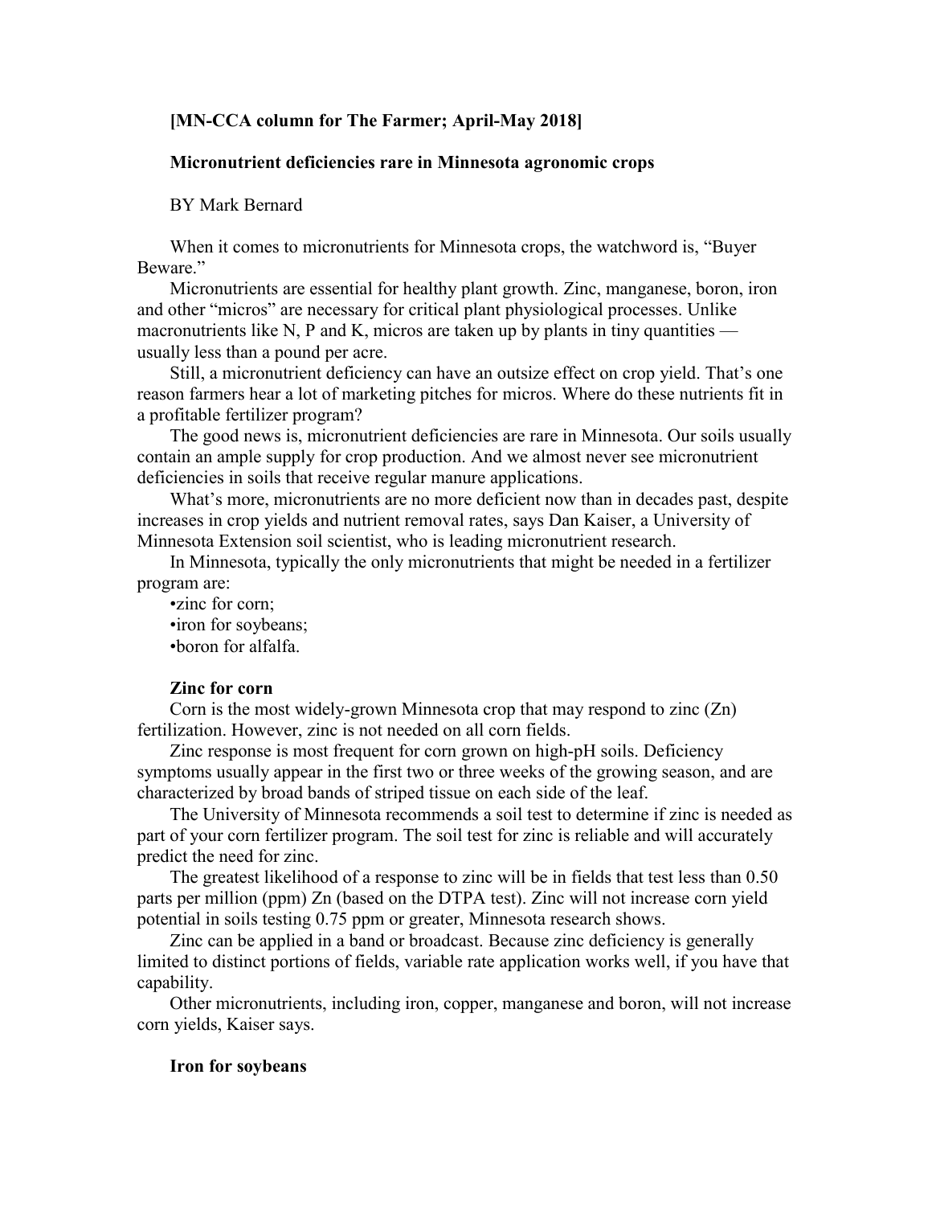**[MN-CCA column for The Farmer; April-May 2018]**

# Micronutrient deficiencies rare in Minnesota agronomic crops

BY Mark Bernard

When it comes to micronutrients for Minnesota crops, the watchword is, "Buyer Beware."

Micronutrients are essential for healthy plant growth. Zinc, manganese, boron, iron and other "micros" are necessary for critical plant physiological processes. Unlike macronutrients like N, P and K, micros are taken up by plants in tiny quantities — usually less than a pound per acre.

Still, a micronutrient deficiency can have an outsize effect on crop yield. That's one reason farmers hear a lot of marketing pitches for micros. Where do these nutrients fit in a profitable fertilizer program?

The good news is, micronutrient deficiencies are rare in Minnesota. Our soils usually contain an ample supply for crop production. And we almost never see micronutrient deficiencies in soils that receive regular manure applications.

What's more, micronutrients are no more deficient now than in decades past, despite increases in crop yields and nutrient removal rates, says Dan Kaiser, a University of Minnesota Extension soil scientist, who is leading micronutrient research.

In Minnesota, typically the only micronutrients that might be needed in a fertilizer program are:

- zinc for corn;
- iron for soybeans;
- boron for alfalfa.

## Zinc for corn

Corn is the most widely-grown Minnesota crop that may respond to zinc (Zn) fertilization. However, zinc is not needed on all corn fields.

Zinc response is most frequent for corn grown on high-pH soils. Deficiency symptoms usually appear in the first two or three weeks of the growing season, and are characterized by broad bands of striped tissue on each side of the leaf.

The University of Minnesota recommends a soil test to determine if zinc is needed as part of your corn fertilizer program. The soil test for zinc is reliable and will accurately predict the need for zinc.

The greatest likelihood of a response to zinc will be in fields that test less than 0.50 parts per million (ppm) Zn (based on the DTPA test). Zinc will not increase corn yield potential in soils testing 0.75 ppm or greater, Minnesota research shows.

Zinc can be applied in a band or broadcast. Because zinc deficiency is generally limited to distinct portions of fields, variable rate application works well, if you have that capability.

Other micronutrients, including iron, copper, manganese and boron, will not increase corn yields, Kaiser says.

## Iron for soybeans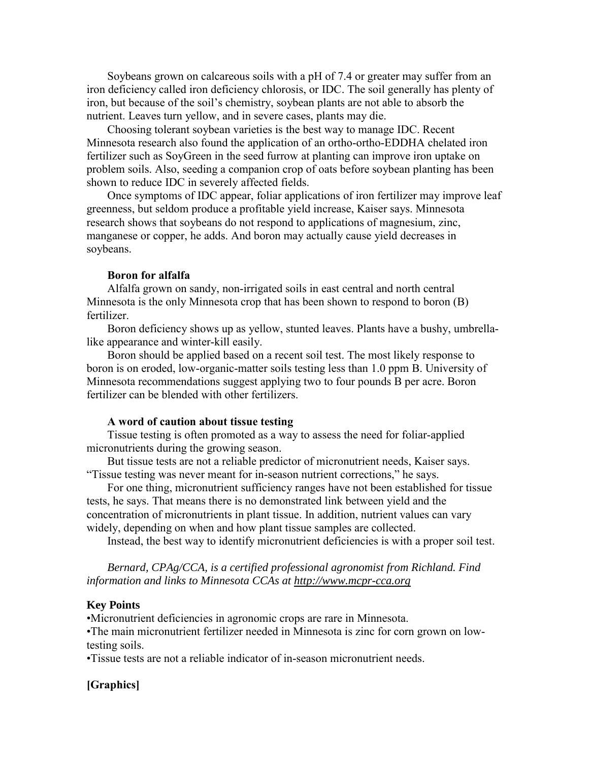Soybeans grown on calcareous soils with a pH of 7.4 or greater may suffer from an iron deficiency called iron deficiency chlorosis, or IDC. The soil generally has plenty of iron, but because of the soil's chemistry, soybean plants are not able to absorb the nutrient. Leaves turn yellow, and in severe cases, plants may die.

Choosing tolerant soybean varieties is the best way to manage IDC. Recent Minnesota research also found the application of an ortho-ortho-EDDHA chelated iron fertilizer such as SoyGreen in the seed furrow at planting can improve iron uptake on problem soils. Also, seeding a companion crop of oats before soybean planting has been shown to reduce IDC in severely affected fields.

Once symptoms of IDC appear, foliar applications of iron fertilizer may improve leaf greenness, but seldom produce a profitable yield increase, Kaiser says. Minnesota research shows that soybeans do not respond to applications of magnesium, zinc, manganese or copper, he adds. And boron may actually cause yield decreases in soybeans.

**Boron for alfalfa**

Alfalfa grown on sandy, non-irrigated soils in east central and north central Minnesota is the only Minnesota crop that has been shown to respond to boron (B) fertilizer.

Boron deficiency shows up as yellow, stunted leaves. Plants have a bushy, umbrella-like appearance and winter-kill easily.

Boron should be applied based on a recent soil test. The most likely response to boron is on eroded, low-organic-matter soils testing less than 1.0 ppm B. University of Minnesota recommendations suggest applying two to four pounds B per acre. Boron fertilizer can be blended with other fertilizers.

**A word of caution about tissue testing**

Tissue testing is often promoted as a way to assess the need for foliar-applied micronutrients during the growing season.

But tissue tests are not a reliable predictor of micronutrient needs, Kaiser says. "Tissue testing was never meant for in-season nutrient corrections," he says.

For one thing, micronutrient sufficiency ranges have not been established for tissue tests, he says. That means there is no demonstrated link between yield and the concentration of micronutrients in plant tissue. In addition, nutrient values can vary widely, depending on when and how plant tissue samples are collected.

Instead, the best way to identify micronutrient deficiencies is with a proper soil test.

*Bernard, CPAg/CCA, is a certified professional agronomist from Richland. Find information and links to Minnesota CCAs at http://www.mcpr-cca.org*

**Key Points**

•Micronutrient deficiencies in agronomic crops are rare in Minnesota.

•The main micronutrient fertilizer needed in Minnesota is zinc for corn grown on low-testing soils.

•Tissue tests are not a reliable indicator of in-season micronutrient needs.

**[Graphics]**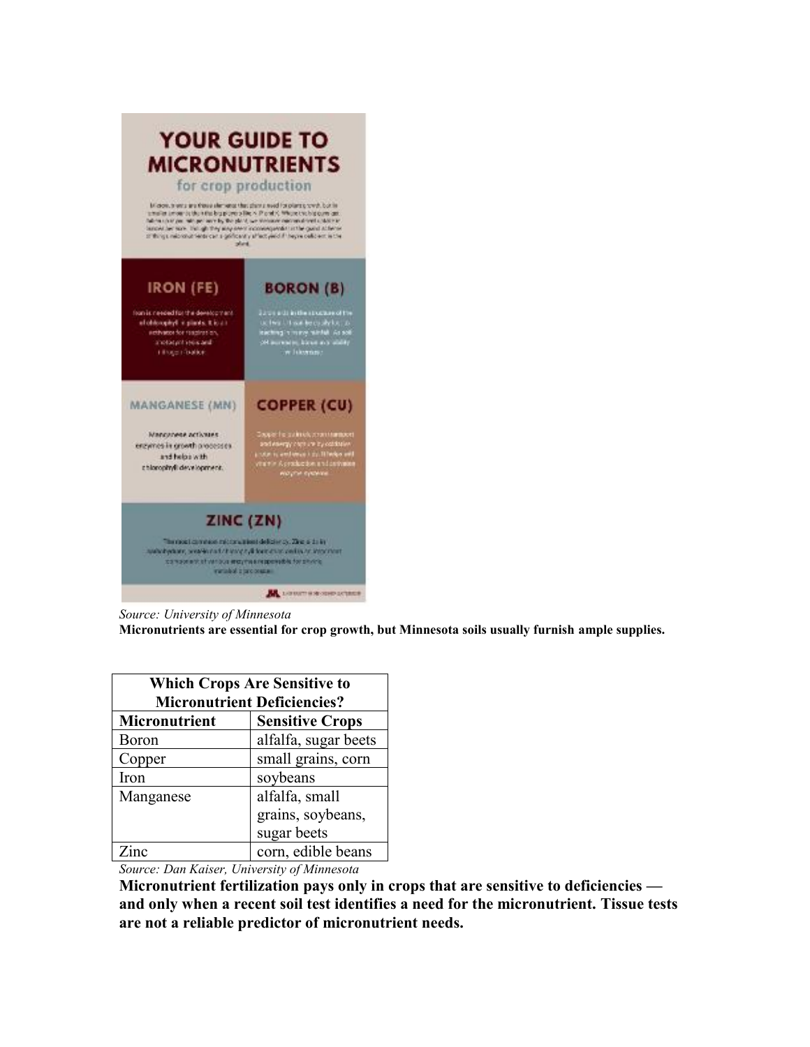# YOUR GUIDE TO MICRONUTRIENTS

## for crop production

### IRON (FE)

Iron is needed for the development of chlorophyll in plants. It is an activator for respiration, photosynthesis and nitrogen fixation.

### BORON (B)

Boron aids in the structure of the cell wall. It can be easily lost to leaching in heavy rainfall. As soil pH increases, boron availability will decrease.

### MANGANESE (MN)

Manganese activates enzymes in growth processes and helps with chlorophyll development.

### COPPER (CU)

Copper helps in electron transport and energy capture by oxidative proteins and enzymes. It helps with vitamin A production and activates enzyme systems.

### ZINC (ZN)

The most common micronutrient deficiency. Zinc aids in carbohydrate, protein and chlorophyll formation and is an important component of various enzymes responsible for driving metabolic processes.

*Source: University of Minnesota*

**Micronutrients are essential for crop growth, but Minnesota soils usually furnish ample supplies.**

| **Which Crops Are Sensitive to Micronutrient Deficiencies?** | |
|---|---|
| **Micronutrient** | **Sensitive Crops** |
| Boron | alfalfa, sugar beets |
| Copper | small grains, corn |
| Iron | soybeans |
| Manganese | alfalfa, small grains, soybeans, sugar beets |
| Zinc | corn, edible beans |

*Source: Dan Kaiser, University of Minnesota*

**Micronutrient fertilization pays only in crops that are sensitive to deficiencies — and only when a recent soil test identifies a need for the micronutrient. Tissue tests are not a reliable predictor of micronutrient needs.**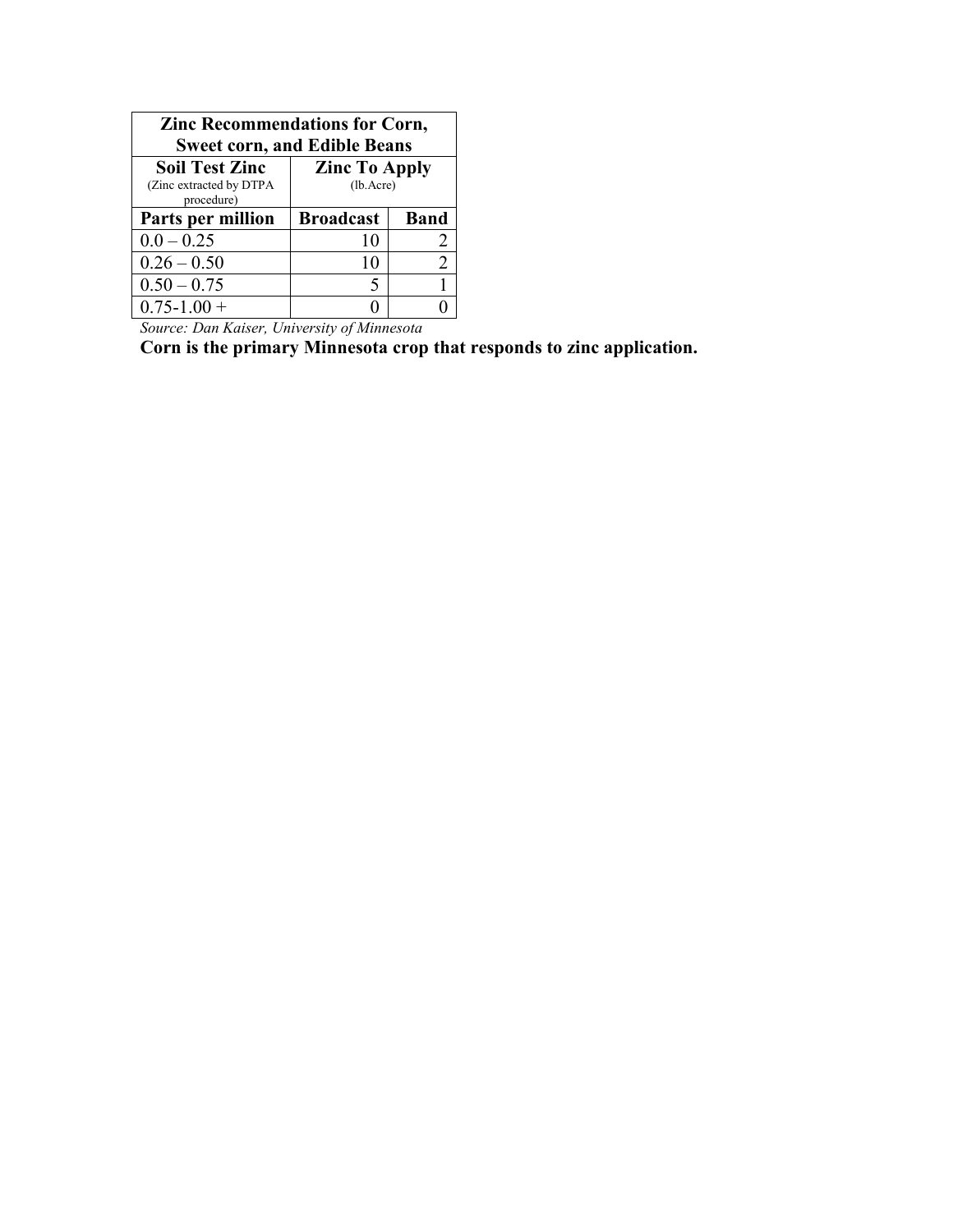| Zinc Recommendations for Corn, Sweet corn, and Edible Beans | | |
|---|---|---|
| **Soil Test Zinc** (Zinc extracted by DTPA procedure) | **Zinc To Apply** (lb.Acre) | |
| **Parts per million** | **Broadcast** | **Band** |
| 0.0 – 0.25 | 10 | 2 |
| 0.26 – 0.50 | 10 | 2 |
| 0.50 – 0.75 | 5 | 1 |
| 0.75-1.00 + | 0 | 0 |

*Source: Dan Kaiser, University of Minnesota*

**Corn is the primary Minnesota crop that responds to zinc application.**